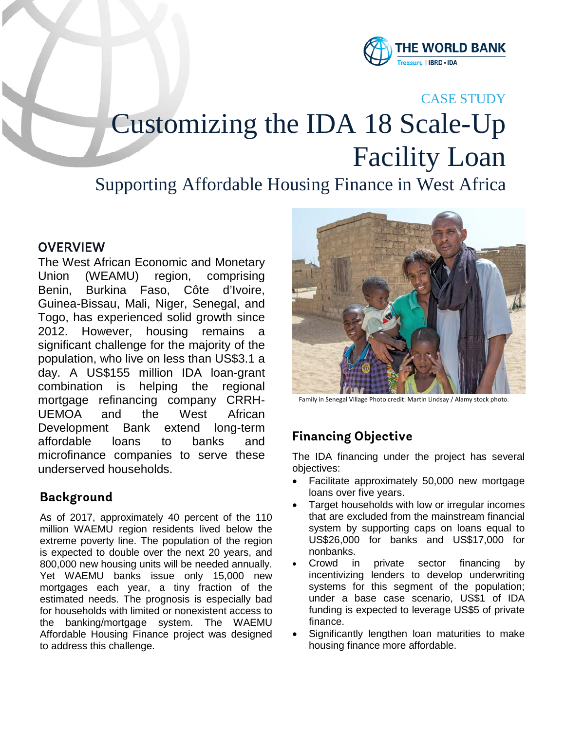CASE STUDY

# Customizing the IDA 18 Scale-Up Facility Loan

## Supporting Affordable Housing Finance in West Africa

## OVERVIEW

The West African Economic and Monetary Union (WEAMU) region, comprising Benin, Burkina Faso, Côte d'Ivoire, Guinea-Bissau, Mali, Niger, Senegal, and Togo, has experienced solid growth since 2012. However, housing remains a significant challenge for the majority of the population, who live on less than US$3.1 a day. A US$155 million IDA loan-grant combination is helping the regional mortgage refinancing company CRRH-UEMOA and the West African Development Bank extend long-term affordable loans to banks and microfinance companies to serve these underserved households.

## Background

As of 2017, approximately 40 percent of the 110 million WAEMU region residents lived below the extreme poverty line. The population of the region is expected to double over the next 20 years, and 800,000 new housing units will be needed annually. Yet WAEMU banks issue only 15,000 new mortgages each year, a tiny fraction of the estimated needs. The prognosis is especially bad for households with limited or nonexistent access to the banking/mortgage system. The WAEMU Affordable Housing Finance project was designed to address this challenge.

Family in Senegal Village Photo credit: Martin Lindsay / Alamy stock photo.

## Financing Objective

The IDA financing under the project has several objectives:

- Facilitate approximately 50,000 new mortgage loans over five years.
- Target households with low or irregular incomes that are excluded from the mainstream financial system by supporting caps on loans equal to US$26,000 for banks and US$17,000 for nonbanks.
- Crowd in private sector financing by incentivizing lenders to develop underwriting systems for this segment of the population; under a base case scenario, US$1 of IDA funding is expected to leverage US$5 of private finance.
- Significantly lengthen loan maturities to make housing finance more affordable.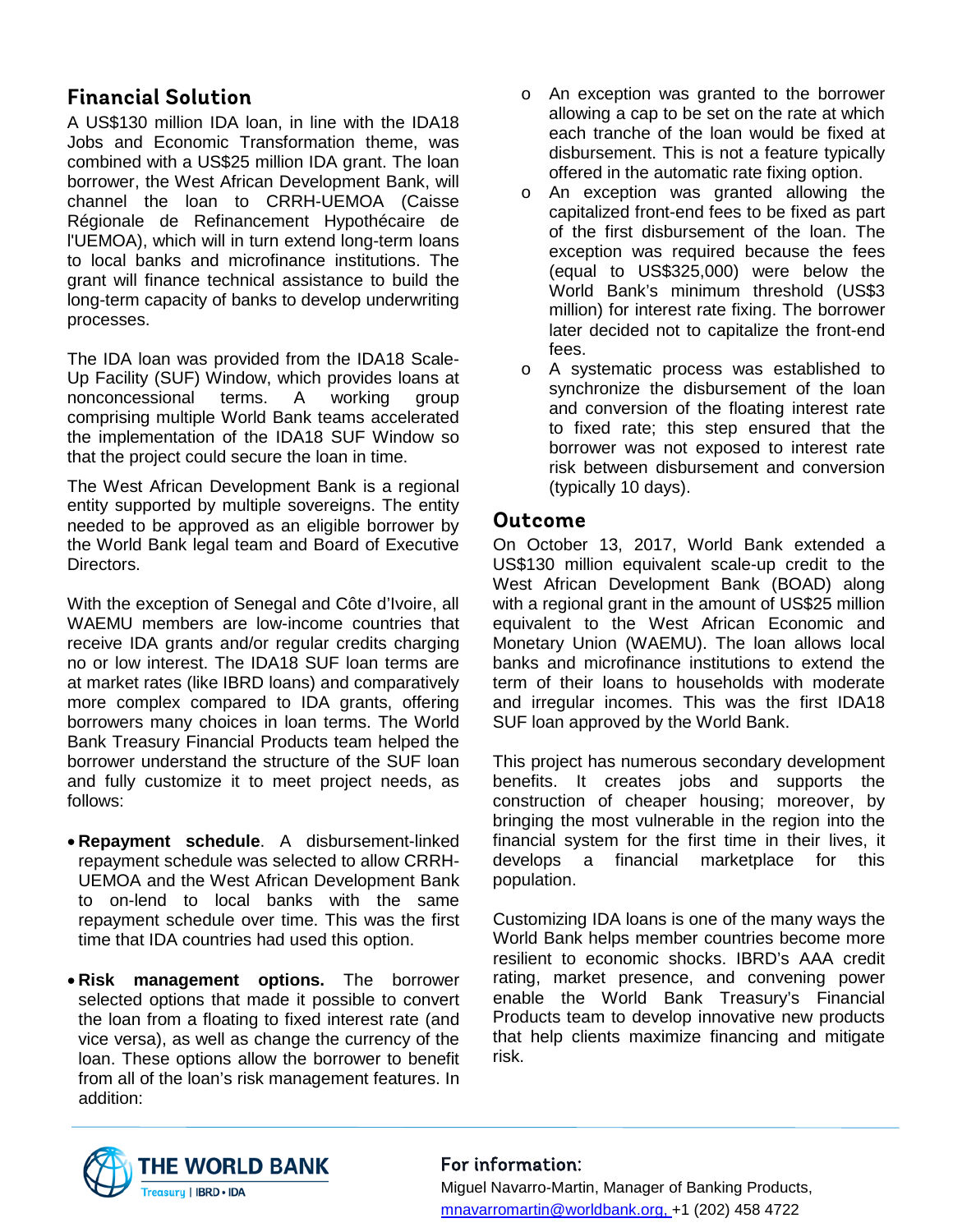## Financial Solution

A US$130 million IDA loan, in line with the IDA18 Jobs and Economic Transformation theme, was combined with a US$25 million IDA grant. The loan borrower, the West African Development Bank, will channel the loan to CRRH-UEMOA (Caisse Régionale de Refinancement Hypothécaire de l'UEMOA), which will in turn extend long-term loans to local banks and microfinance institutions. The grant will finance technical assistance to build the long-term capacity of banks to develop underwriting processes.

The IDA loan was provided from the IDA18 Scale-Up Facility (SUF) Window, which provides loans at nonconcessional terms. A working group comprising multiple World Bank teams accelerated the implementation of the IDA18 SUF Window so that the project could secure the loan in time.

The West African Development Bank is a regional entity supported by multiple sovereigns. The entity needed to be approved as an eligible borrower by the World Bank legal team and Board of Executive Directors.

With the exception of Senegal and Côte d'Ivoire, all WAEMU members are low-income countries that receive IDA grants and/or regular credits charging no or low interest. The IDA18 SUF loan terms are at market rates (like IBRD loans) and comparatively more complex compared to IDA grants, offering borrowers many choices in loan terms. The World Bank Treasury Financial Products team helped the borrower understand the structure of the SUF loan and fully customize it to meet project needs, as follows:

- **Repayment schedule**. A disbursement-linked repayment schedule was selected to allow CRRH-UEMOA and the West African Development Bank to on-lend to local banks with the same repayment schedule over time. This was the first time that IDA countries had used this option.
- **Risk management options.** The borrower selected options that made it possible to convert the loan from a floating to fixed interest rate (and vice versa), as well as change the currency of the loan. These options allow the borrower to benefit from all of the loan's risk management features. In addition:
  - An exception was granted to the borrower allowing a cap to be set on the rate at which each tranche of the loan would be fixed at disbursement. This is not a feature typically offered in the automatic rate fixing option.
  - An exception was granted allowing the capitalized front-end fees to be fixed as part of the first disbursement of the loan. The exception was required because the fees (equal to US$325,000) were below the World Bank's minimum threshold (US$3 million) for interest rate fixing. The borrower later decided not to capitalize the front-end fees.
  - A systematic process was established to synchronize the disbursement of the loan and conversion of the floating interest rate to fixed rate; this step ensured that the borrower was not exposed to interest rate risk between disbursement and conversion (typically 10 days).

## Outcome

On October 13, 2017, World Bank extended a US$130 million equivalent scale-up credit to the West African Development Bank (BOAD) along with a regional grant in the amount of US$25 million equivalent to the West African Economic and Monetary Union (WAEMU). The loan allows local banks and microfinance institutions to extend the term of their loans to households with moderate and irregular incomes. This was the first IDA18 SUF loan approved by the World Bank.

This project has numerous secondary development benefits. It creates jobs and supports the construction of cheaper housing; moreover, by bringing the most vulnerable in the region into the financial system for the first time in their lives, it develops a financial marketplace for this population.

Customizing IDA loans is one of the many ways the World Bank helps member countries become more resilient to economic shocks. IBRD's AAA credit rating, market presence, and convening power enable the World Bank Treasury's Financial Products team to develop innovative new products that help clients maximize financing and mitigate risk.

THE WORLD BANK
Treasury | IBRD • IDA

**For information:**

Miguel Navarro-Martin, Manager of Banking Products,
mnavarromartin@worldbank.org, +1 (202) 458 4722